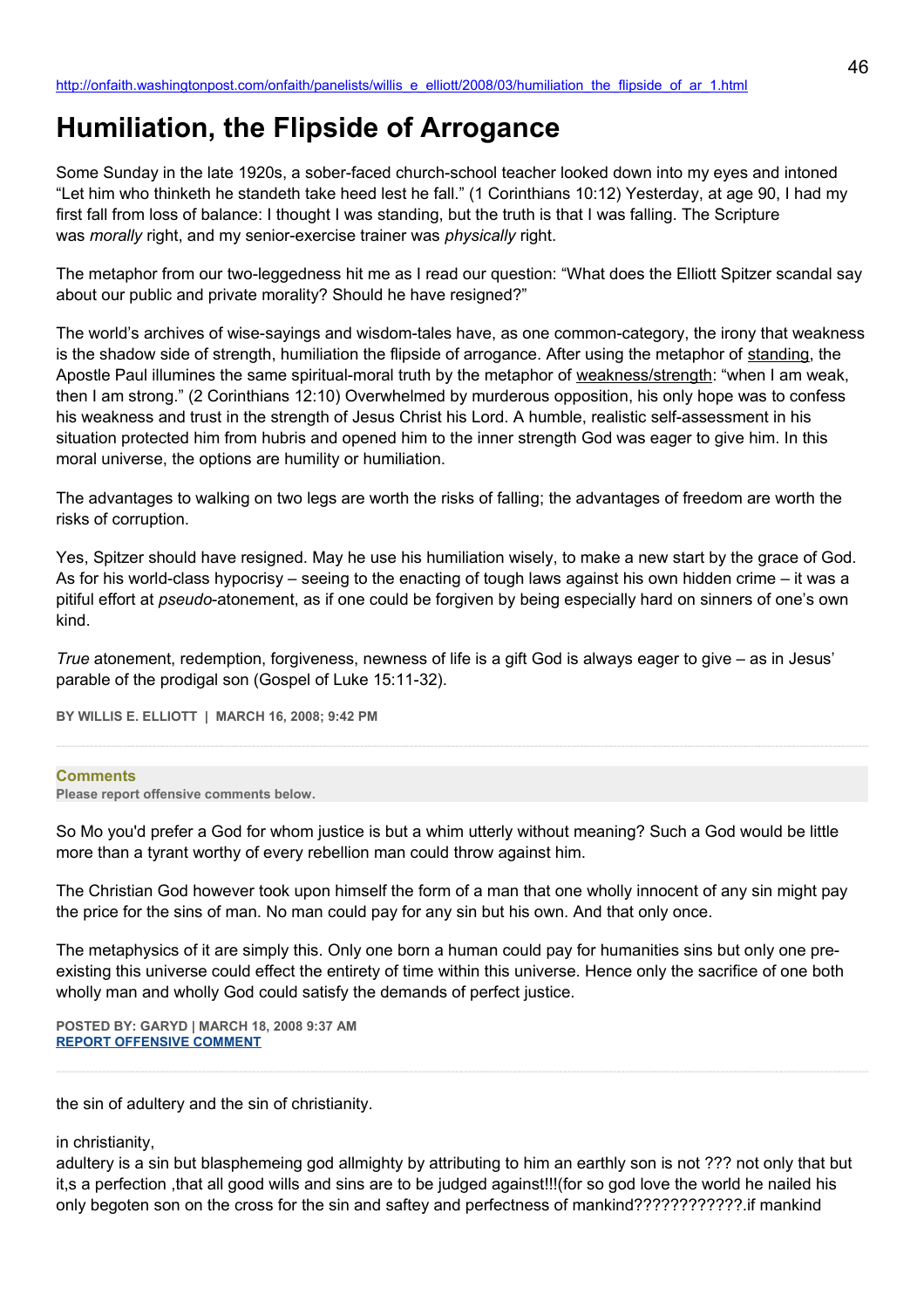http://onfaith.washingtonpost.com/onfaith/panelists/willis_e_elliott/2008/03/humiliation_the_flipside_of_ar_1.html

# Humiliation, the Flipside of Arrogance

Some Sunday in the late 1920s, a sober-faced church-school teacher looked down into my eyes and intoned "Let him who thinketh he standeth take heed lest he fall." (1 Corinthians 10:12) Yesterday, at age 90, I had my first fall from loss of balance: I thought I was standing, but the truth is that I was falling. The Scripture was *morally* right, and my senior-exercise trainer was *physically* right.

The metaphor from our two-leggedness hit me as I read our question: "What does the Elliott Spitzer scandal say about our public and private morality? Should he have resigned?"

The world's archives of wise-sayings and wisdom-tales have, as one common-category, the irony that weakness is the shadow side of strength, humiliation the flipside of arrogance. After using the metaphor of standing, the Apostle Paul illumines the same spiritual-moral truth by the metaphor of weakness/strength: "when I am weak, then I am strong." (2 Corinthians 12:10) Overwhelmed by murderous opposition, his only hope was to confess his weakness and trust in the strength of Jesus Christ his Lord. A humble, realistic self-assessment in his situation protected him from hubris and opened him to the inner strength God was eager to give him. In this moral universe, the options are humility or humiliation.

The advantages to walking on two legs are worth the risks of falling; the advantages of freedom are worth the risks of corruption.

Yes, Spitzer should have resigned. May he use his humiliation wisely, to make a new start by the grace of God. As for his world-class hypocrisy – seeing to the enacting of tough laws against his own hidden crime – it was a pitiful effort at *pseudo*-atonement, as if one could be forgiven by being especially hard on sinners of one's own kind.

*True* atonement, redemption, forgiveness, newness of life is a gift God is always eager to give – as in Jesus' parable of the prodigal son (Gospel of Luke 15:11-32).

**BY WILLIS E. ELLIOTT | MARCH 16, 2008; 9:42 PM**

---

**Comments**

**Please report offensive comments below.**

So Mo you'd prefer a God for whom justice is but a whim utterly without meaning? Such a God would be little more than a tyrant worthy of every rebellion man could throw against him.

The Christian God however took upon himself the form of a man that one wholly innocent of any sin might pay the price for the sins of man. No man could pay for any sin but his own. And that only once.

The metaphysics of it are simply this. Only one born a human could pay for humanities sins but only one pre-existing this universe could effect the entirety of time within this universe. Hence only the sacrifice of one both wholly man and wholly God could satisfy the demands of perfect justice.

**POSTED BY: GARYD | MARCH 18, 2008 9:37 AM**
**REPORT OFFENSIVE COMMENT**

---

the sin of adultery and the sin of christianity.

in christianity,
adultery is a sin but blasphemeing god allmighty by attributing to him an earthly son is not ??? not only that but it,s a perfection ,that all good wills and sins are to be judged against!!!(for so god love the world he nailed his only begoten son on the cross for the sin and saftey and perfectness of mankind????????????.if mankind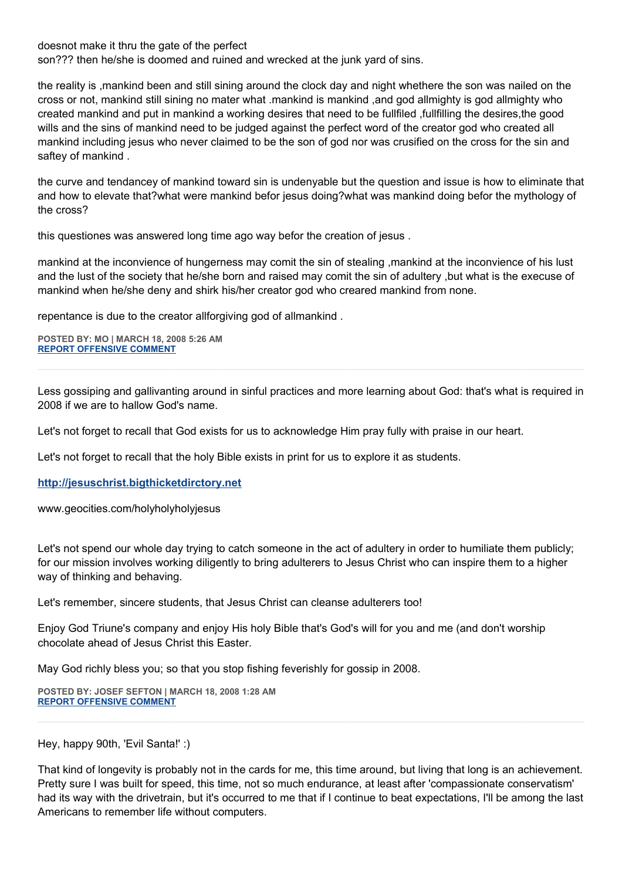doesnot make it thru the gate of the perfect son??? then he/she is doomed and ruined and wrecked at the junk yard of sins.

the reality is ,mankind been and still sining around the clock day and night whethere the son was nailed on the cross or not, mankind still sining no mater what .mankind is mankind ,and god allmighty is god allmighty who created mankind and put in mankind a working desires that need to be fullfiled ,fullfilling the desires,the good wills and the sins of mankind need to be judged against the perfect word of the creator god who created all mankind including jesus who never claimed to be the son of god nor was crusified on the cross for the sin and saftey of mankind .

the curve and tendancey of mankind toward sin is undenyable but the question and issue is how to eliminate that and how to elevate that?what were mankind befor jesus doing?what was mankind doing befor the mythology of the cross?

this questiones was answered long time ago way befor the creation of jesus .

mankind at the inconvience of hungerness may comit the sin of stealing ,mankind at the inconvience of his lust and the lust of the society that he/she born and raised may comit the sin of adultery ,but what is the execuse of mankind when he/she deny and shirk his/her creator god who creared mankind from none.

repentance is due to the creator allforgiving god of allmankind .

**POSTED BY: MO | MARCH 18, 2008 5:26 AM**
**REPORT OFFENSIVE COMMENT**

---

Less gossiping and gallivanting around in sinful practices and more learning about God: that's what is required in 2008 if we are to hallow God's name.

Let's not forget to recall that God exists for us to acknowledge Him pray fully with praise in our heart.

Let's not forget to recall that the holy Bible exists in print for us to explore it as students.

**http://jesuschrist.bigthicketdirctory.net**

www.geocities.com/holyholyholyjesus

Let's not spend our whole day trying to catch someone in the act of adultery in order to humiliate them publicly; for our mission involves working diligently to bring adulterers to Jesus Christ who can inspire them to a higher way of thinking and behaving.

Let's remember, sincere students, that Jesus Christ can cleanse adulterers too!

Enjoy God Triune's company and enjoy His holy Bible that's God's will for you and me (and don't worship chocolate ahead of Jesus Christ this Easter.

May God richly bless you; so that you stop fishing feverishly for gossip in 2008.

**POSTED BY: JOSEF SEFTON | MARCH 18, 2008 1:28 AM**
**REPORT OFFENSIVE COMMENT**

---

Hey, happy 90th, 'Evil Santa!' :)

That kind of longevity is probably not in the cards for me, this time around, but living that long is an achievement. Pretty sure I was built for speed, this time, not so much endurance, at least after 'compassionate conservatism' had its way with the drivetrain, but it's occurred to me that if I continue to beat expectations, I'll be among the last Americans to remember life without computers.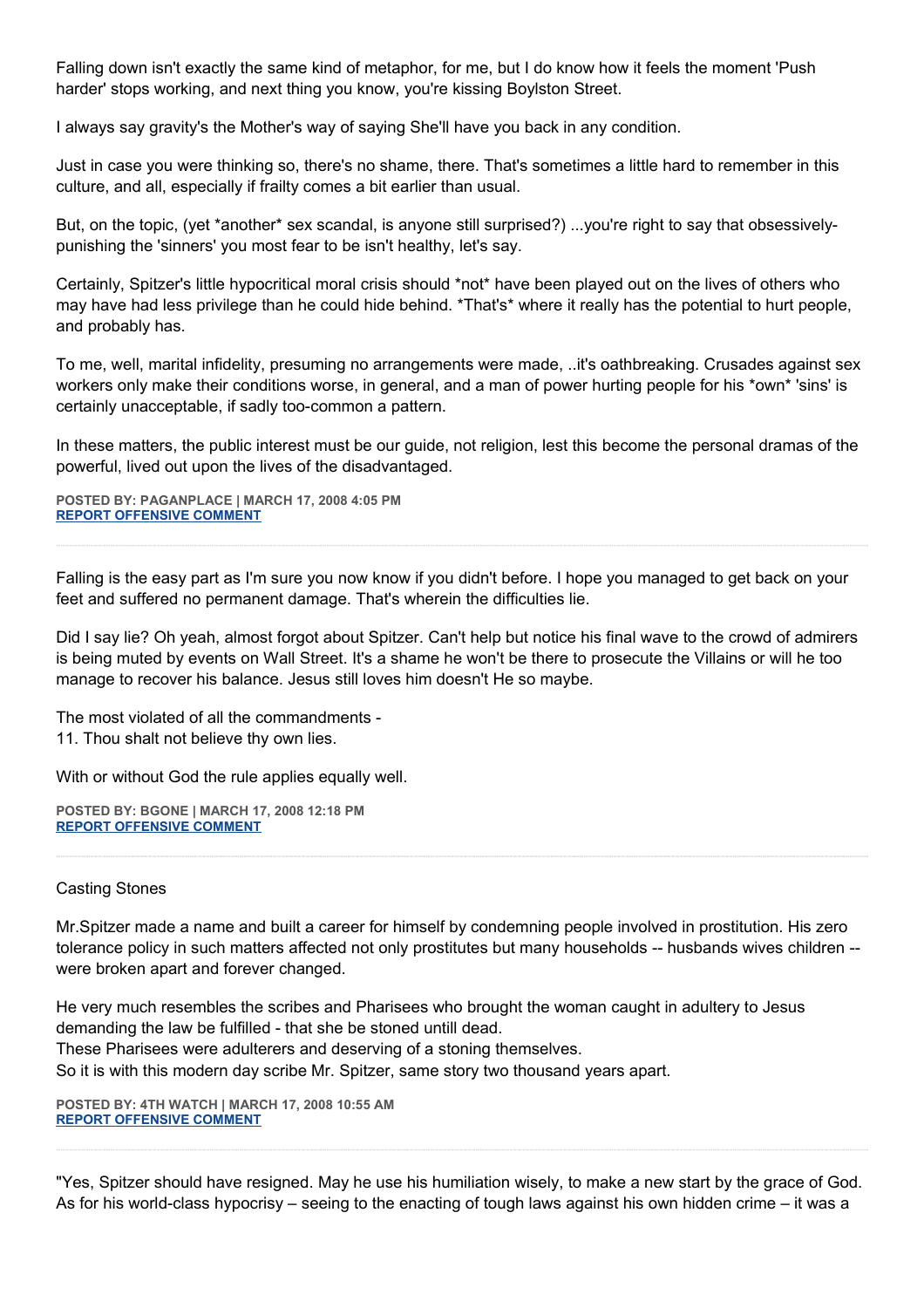Falling down isn't exactly the same kind of metaphor, for me, but I do know how it feels the moment 'Push harder' stops working, and next thing you know, you're kissing Boylston Street.

I always say gravity's the Mother's way of saying She'll have you back in any condition.

Just in case you were thinking so, there's no shame, there. That's sometimes a little hard to remember in this culture, and all, especially if frailty comes a bit earlier than usual.

But, on the topic, (yet *another* sex scandal, is anyone still surprised?) ...you're right to say that obsessively-punishing the 'sinners' you most fear to be isn't healthy, let's say.

Certainly, Spitzer's little hypocritical moral crisis should *not* have been played out on the lives of others who may have had less privilege than he could hide behind. *That's* where it really has the potential to hurt people, and probably has.

To me, well, marital infidelity, presuming no arrangements were made, ..it's oathbreaking. Crusades against sex workers only make their conditions worse, in general, and a man of power hurting people for his *own* 'sins' is certainly unacceptable, if sadly too-common a pattern.

In these matters, the public interest must be our guide, not religion, lest this become the personal dramas of the powerful, lived out upon the lives of the disadvantaged.

**POSTED BY: PAGANPLACE | MARCH 17, 2008 4:05 PM**
**REPORT OFFENSIVE COMMENT**

---

Falling is the easy part as I'm sure you now know if you didn't before. I hope you managed to get back on your feet and suffered no permanent damage. That's wherein the difficulties lie.

Did I say lie? Oh yeah, almost forgot about Spitzer. Can't help but notice his final wave to the crowd of admirers is being muted by events on Wall Street. It's a shame he won't be there to prosecute the Villains or will he too manage to recover his balance. Jesus still loves him doesn't He so maybe.

The most violated of all the commandments -
11. Thou shalt not believe thy own lies.

With or without God the rule applies equally well.

**POSTED BY: BGONE | MARCH 17, 2008 12:18 PM**
**REPORT OFFENSIVE COMMENT**

---

Casting Stones

Mr.Spitzer made a name and built a career for himself by condemning people involved in prostitution. His zero tolerance policy in such matters affected not only prostitutes but many households -- husbands wives children -- were broken apart and forever changed.

He very much resembles the scribes and Pharisees who brought the woman caught in adultery to Jesus demanding the law be fulfilled - that she be stoned untill dead.
These Pharisees were adulterers and deserving of a stoning themselves.
So it is with this modern day scribe Mr. Spitzer, same story two thousand years apart.

**POSTED BY: 4TH WATCH | MARCH 17, 2008 10:55 AM**
**REPORT OFFENSIVE COMMENT**

---

"Yes, Spitzer should have resigned. May he use his humiliation wisely, to make a new start by the grace of God. As for his world-class hypocrisy – seeing to the enacting of tough laws against his own hidden crime – it was a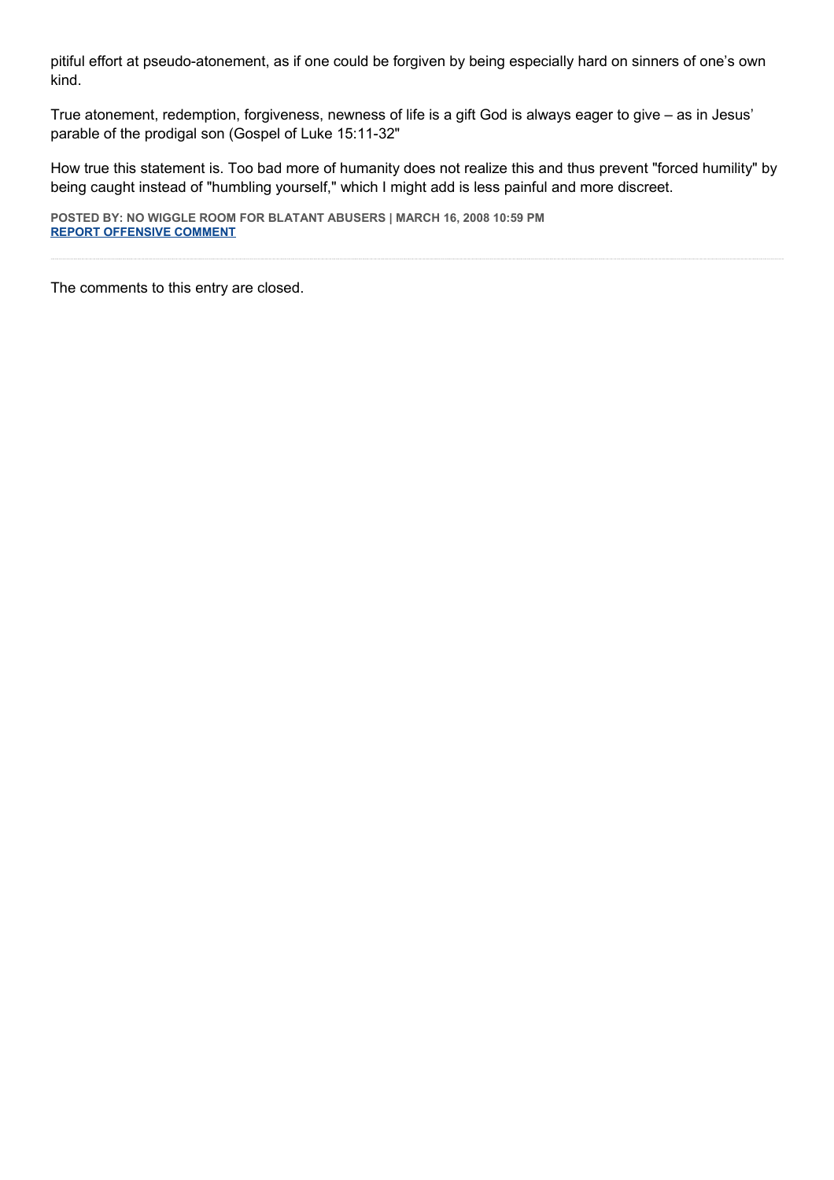pitiful effort at pseudo-atonement, as if one could be forgiven by being especially hard on sinners of one's own kind.

True atonement, redemption, forgiveness, newness of life is a gift God is always eager to give – as in Jesus' parable of the prodigal son (Gospel of Luke 15:11-32"

How true this statement is. Too bad more of humanity does not realize this and thus prevent "forced humility" by being caught instead of "humbling yourself," which I might add is less painful and more discreet.

**POSTED BY: NO WIGGLE ROOM FOR BLATANT ABUSERS | MARCH 16, 2008 10:59 PM**
**REPORT OFFENSIVE COMMENT**

---

The comments to this entry are closed.